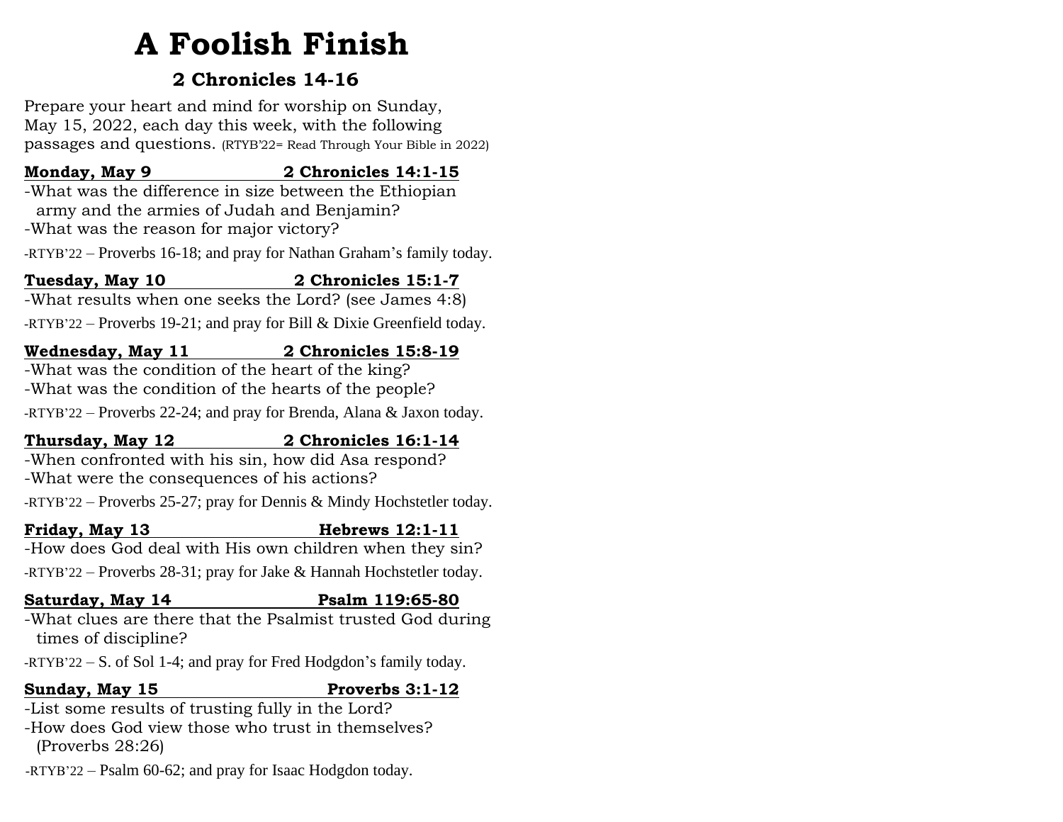# A Foolish Finish

## 2 Chronicles 14-16

Prepare your heart and mind for worship on Sunday, May 15, 2022, each day this week, with the following passages and questions. (RTYB'22= Read Through Your Bible in 2022)

**Monday, May 9 — 2 Chronicles 14:1-15**

-What was the difference in size between the Ethiopian army and the armies of Judah and Benjamin?
-What was the reason for major victory?

-RTYB'22 – Proverbs 16-18; and pray for Nathan Graham's family today.

**Tuesday, May 10 — 2 Chronicles 15:1-7**

-What results when one seeks the Lord? (see James 4:8)

-RTYB'22 – Proverbs 19-21; and pray for Bill & Dixie Greenfield today.

**Wednesday, May 11 — 2 Chronicles 15:8-19**

-What was the condition of the heart of the king?
-What was the condition of the hearts of the people?

-RTYB'22 – Proverbs 22-24; and pray for Brenda, Alana & Jaxon today.

**Thursday, May 12 — 2 Chronicles 16:1-14**

-When confronted with his sin, how did Asa respond?
-What were the consequences of his actions?

-RTYB'22 – Proverbs 25-27; pray for Dennis & Mindy Hochstetler today.

**Friday, May 13 — Hebrews 12:1-11**

-How does God deal with His own children when they sin?

-RTYB'22 – Proverbs 28-31; pray for Jake & Hannah Hochstetler today.

**Saturday, May 14 — Psalm 119:65-80**

-What clues are there that the Psalmist trusted God during times of discipline?

-RTYB'22 – S. of Sol 1-4; and pray for Fred Hodgdon's family today.

**Sunday, May 15 — Proverbs 3:1-12**

-List some results of trusting fully in the Lord?
-How does God view those who trust in themselves? (Proverbs 28:26)

-RTYB'22 – Psalm 60-62; and pray for Isaac Hodgdon today.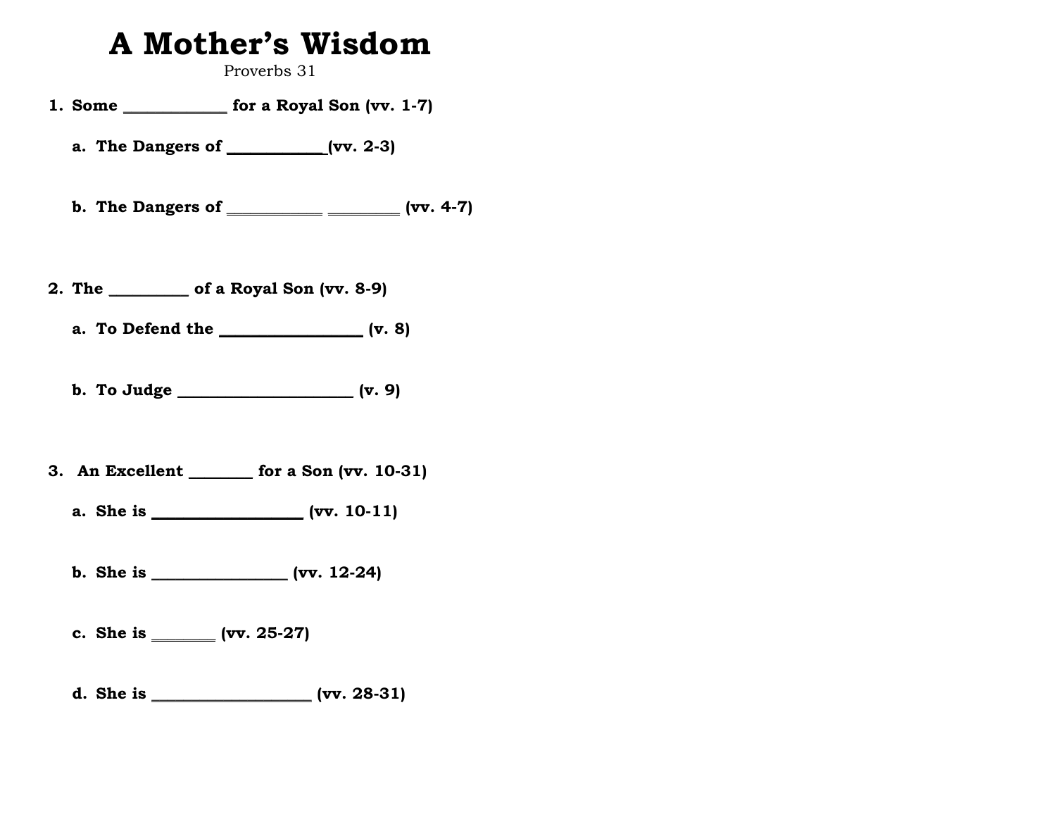# A Mother's Wisdom

Proverbs 31

1. **Some ____________ for a Royal Son (vv. 1-7)**

   a. **The Dangers of ___________(vv. 2-3)**

   b. **The Dangers of ___________ ________ (vv. 4-7)**

2. **The _________ of a Royal Son (vv. 8-9)**

   a. **To Defend the ________________ (v. 8)**

   b. **To Judge ____________________ (v. 9)**

3. **An Excellent _______ for a Son (vv. 10-31)**

   a. **She is _________________ (vv. 10-11)**

   b. **She is _______________ (vv. 12-24)**

   c. **She is _______ (vv. 25-27)**

   d. **She is __________________ (vv. 28-31)**